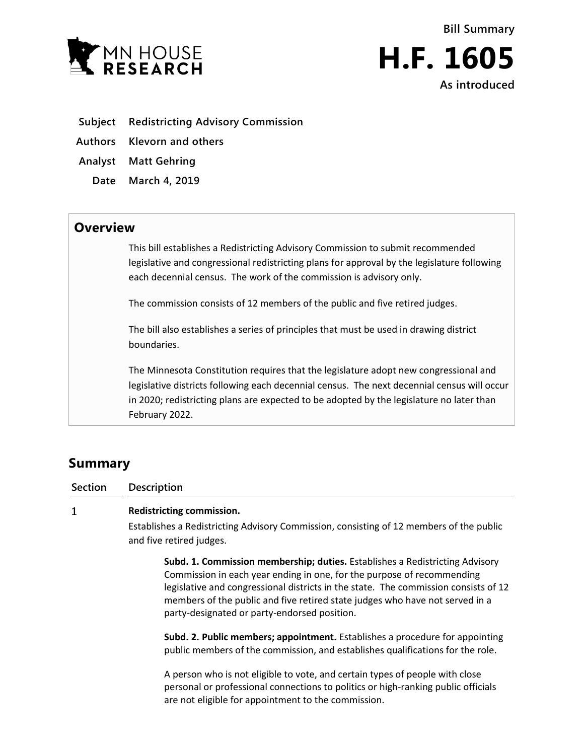MN HOUSE RESEARCH

Bill Summary

# H.F. 1605

As introduced

**Subject** Redistricting Advisory Commission

**Authors** Klevorn and others

**Analyst** Matt Gehring

**Date** March 4, 2019

## Overview

This bill establishes a Redistricting Advisory Commission to submit recommended legislative and congressional redistricting plans for approval by the legislature following each decennial census. The work of the commission is advisory only.

The commission consists of 12 members of the public and five retired judges.

The bill also establishes a series of principles that must be used in drawing district boundaries.

The Minnesota Constitution requires that the legislature adopt new congressional and legislative districts following each decennial census. The next decennial census will occur in 2020; redistricting plans are expected to be adopted by the legislature no later than February 2022.

## Summary

| Section | Description |
|---|---|
| 1 | **Redistricting commission.** |

Establishes a Redistricting Advisory Commission, consisting of 12 members of the public and five retired judges.

**Subd. 1. Commission membership; duties.** Establishes a Redistricting Advisory Commission in each year ending in one, for the purpose of recommending legislative and congressional districts in the state. The commission consists of 12 members of the public and five retired state judges who have not served in a party-designated or party-endorsed position.

**Subd. 2. Public members; appointment.** Establishes a procedure for appointing public members of the commission, and establishes qualifications for the role.

A person who is not eligible to vote, and certain types of people with close personal or professional connections to politics or high-ranking public officials are not eligible for appointment to the commission.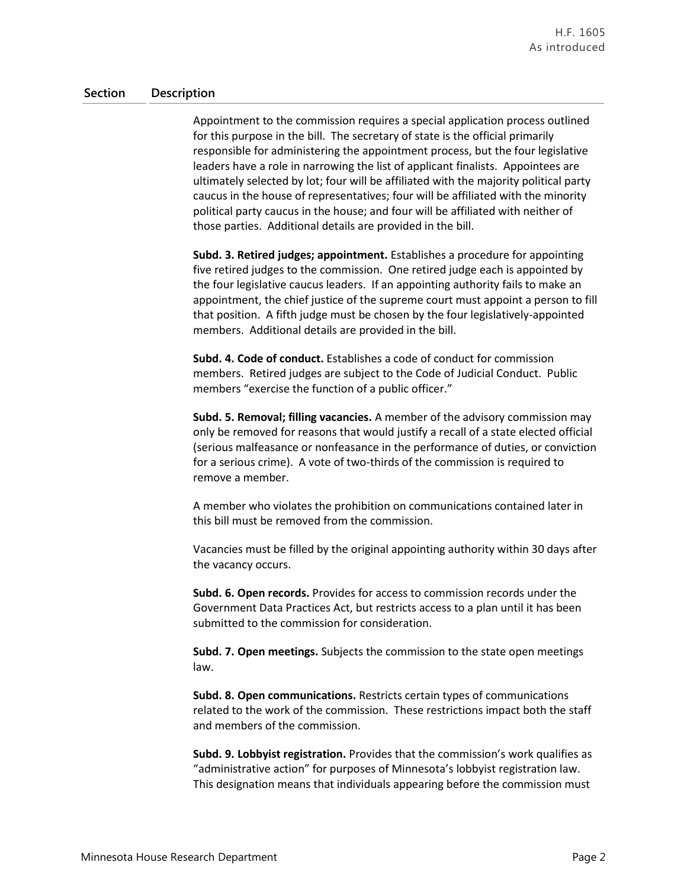| Section | Description |
|---|---|
| | Appointment to the commission requires a special application process outlined for this purpose in the bill. The secretary of state is the official primarily responsible for administering the appointment process, but the four legislative leaders have a role in narrowing the list of applicant finalists. Appointees are ultimately selected by lot; four will be affiliated with the majority political party caucus in the house of representatives; four will be affiliated with the minority political party caucus in the house; and four will be affiliated with neither of those parties. Additional details are provided in the bill. |
| | **Subd. 3. Retired judges; appointment.** Establishes a procedure for appointing five retired judges to the commission. One retired judge each is appointed by the four legislative caucus leaders. If an appointing authority fails to make an appointment, the chief justice of the supreme court must appoint a person to fill that position. A fifth judge must be chosen by the four legislatively-appointed members. Additional details are provided in the bill. |
| | **Subd. 4. Code of conduct.** Establishes a code of conduct for commission members. Retired judges are subject to the Code of Judicial Conduct. Public members "exercise the function of a public officer." |
| | **Subd. 5. Removal; filling vacancies.** A member of the advisory commission may only be removed for reasons that would justify a recall of a state elected official (serious malfeasance or nonfeasance in the performance of duties, or conviction for a serious crime). A vote of two-thirds of the commission is required to remove a member.<br><br>A member who violates the prohibition on communications contained later in this bill must be removed from the commission.<br><br>Vacancies must be filled by the original appointing authority within 30 days after the vacancy occurs. |
| | **Subd. 6. Open records.** Provides for access to commission records under the Government Data Practices Act, but restricts access to a plan until it has been submitted to the commission for consideration. |
| | **Subd. 7. Open meetings.** Subjects the commission to the state open meetings law. |
| | **Subd. 8. Open communications.** Restricts certain types of communications related to the work of the commission. These restrictions impact both the staff and members of the commission. |
| | **Subd. 9. Lobbyist registration.** Provides that the commission's work qualifies as "administrative action" for purposes of Minnesota's lobbyist registration law. This designation means that individuals appearing before the commission must |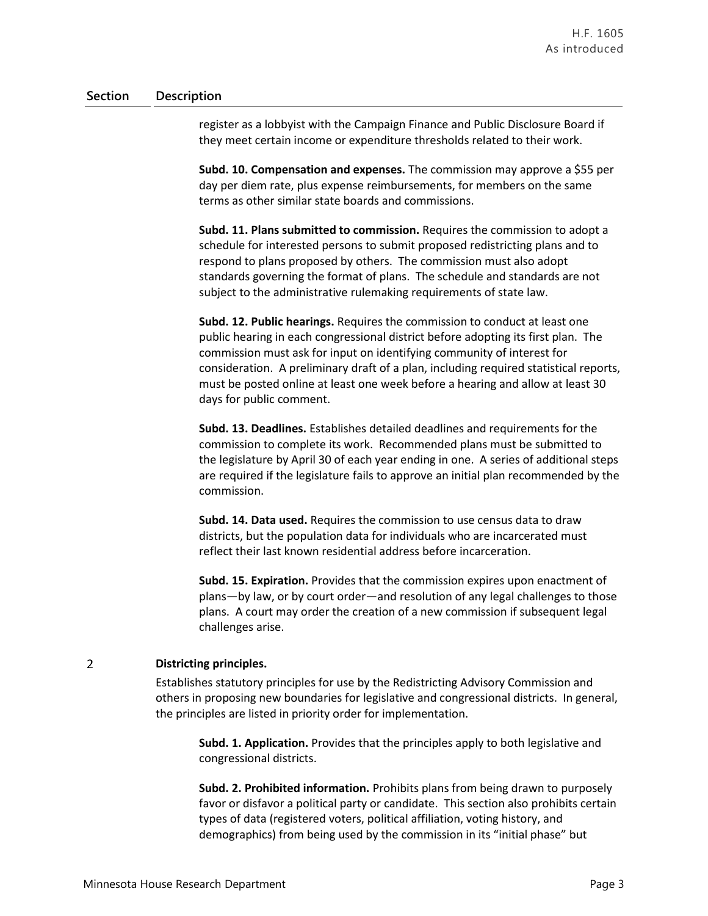| Section | Description |
|---|---|
| | register as a lobbyist with the Campaign Finance and Public Disclosure Board if they meet certain income or expenditure thresholds related to their work. |
| | **Subd. 10. Compensation and expenses.** The commission may approve a $55 per day per diem rate, plus expense reimbursements, for members on the same terms as other similar state boards and commissions. |
| | **Subd. 11. Plans submitted to commission.** Requires the commission to adopt a schedule for interested persons to submit proposed redistricting plans and to respond to plans proposed by others. The commission must also adopt standards governing the format of plans. The schedule and standards are not subject to the administrative rulemaking requirements of state law. |
| | **Subd. 12. Public hearings.** Requires the commission to conduct at least one public hearing in each congressional district before adopting its first plan. The commission must ask for input on identifying community of interest for consideration. A preliminary draft of a plan, including required statistical reports, must be posted online at least one week before a hearing and allow at least 30 days for public comment. |
| | **Subd. 13. Deadlines.** Establishes detailed deadlines and requirements for the commission to complete its work. Recommended plans must be submitted to the legislature by April 30 of each year ending in one. A series of additional steps are required if the legislature fails to approve an initial plan recommended by the commission. |
| | **Subd. 14. Data used.** Requires the commission to use census data to draw districts, but the population data for individuals who are incarcerated must reflect their last known residential address before incarceration. |
| | **Subd. 15. Expiration.** Provides that the commission expires upon enactment of plans—by law, or by court order—and resolution of any legal challenges to those plans. A court may order the creation of a new commission if subsequent legal challenges arise. |
| 2 | **Districting principles.**<br>Establishes statutory principles for use by the Redistricting Advisory Commission and others in proposing new boundaries for legislative and congressional districts. In general, the principles are listed in priority order for implementation.<br><br>**Subd. 1. Application.** Provides that the principles apply to both legislative and congressional districts.<br><br>**Subd. 2. Prohibited information.** Prohibits plans from being drawn to purposely favor or disfavor a political party or candidate. This section also prohibits certain types of data (registered voters, political affiliation, voting history, and demographics) from being used by the commission in its "initial phase" but |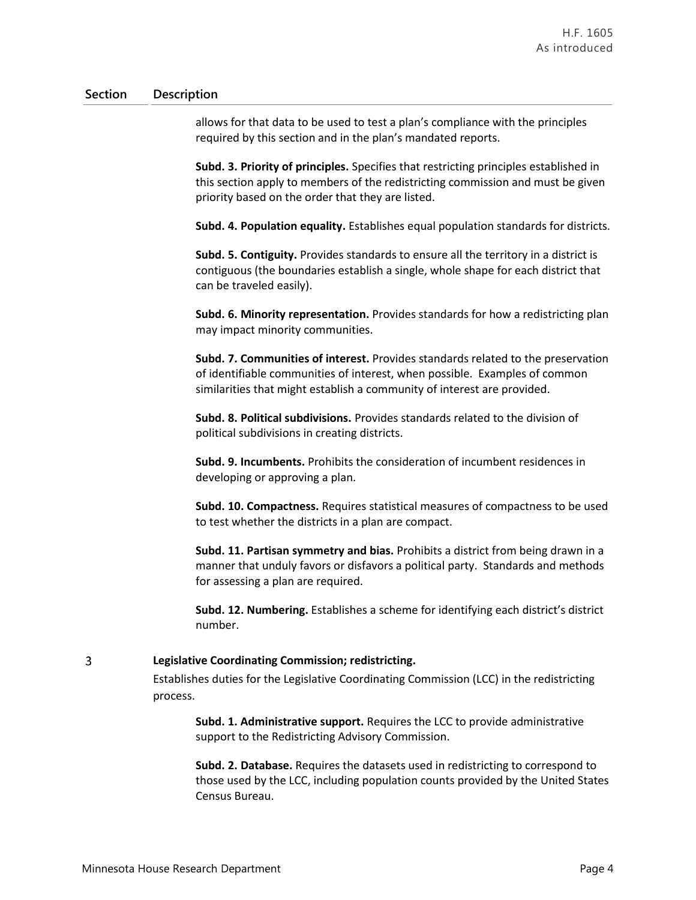| Section | Description |
|---|---|
| | allows for that data to be used to test a plan's compliance with the principles required by this section and in the plan's mandated reports.<br><br>**Subd. 3. Priority of principles.** Specifies that restricting principles established in this section apply to members of the redistricting commission and must be given priority based on the order that they are listed.<br><br>**Subd. 4. Population equality.** Establishes equal population standards for districts.<br><br>**Subd. 5. Contiguity.** Provides standards to ensure all the territory in a district is contiguous (the boundaries establish a single, whole shape for each district that can be traveled easily).<br><br>**Subd. 6. Minority representation.** Provides standards for how a redistricting plan may impact minority communities.<br><br>**Subd. 7. Communities of interest.** Provides standards related to the preservation of identifiable communities of interest, when possible. Examples of common similarities that might establish a community of interest are provided.<br><br>**Subd. 8. Political subdivisions.** Provides standards related to the division of political subdivisions in creating districts.<br><br>**Subd. 9. Incumbents.** Prohibits the consideration of incumbent residences in developing or approving a plan.<br><br>**Subd. 10. Compactness.** Requires statistical measures of compactness to be used to test whether the districts in a plan are compact.<br><br>**Subd. 11. Partisan symmetry and bias.** Prohibits a district from being drawn in a manner that unduly favors or disfavors a political party. Standards and methods for assessing a plan are required.<br><br>**Subd. 12. Numbering.** Establishes a scheme for identifying each district's district number. |
| 3 | **Legislative Coordinating Commission; redistricting.**<br><br>Establishes duties for the Legislative Coordinating Commission (LCC) in the redistricting process.<br><br>**Subd. 1. Administrative support.** Requires the LCC to provide administrative support to the Redistricting Advisory Commission.<br><br>**Subd. 2. Database.** Requires the datasets used in redistricting to correspond to those used by the LCC, including population counts provided by the United States Census Bureau. |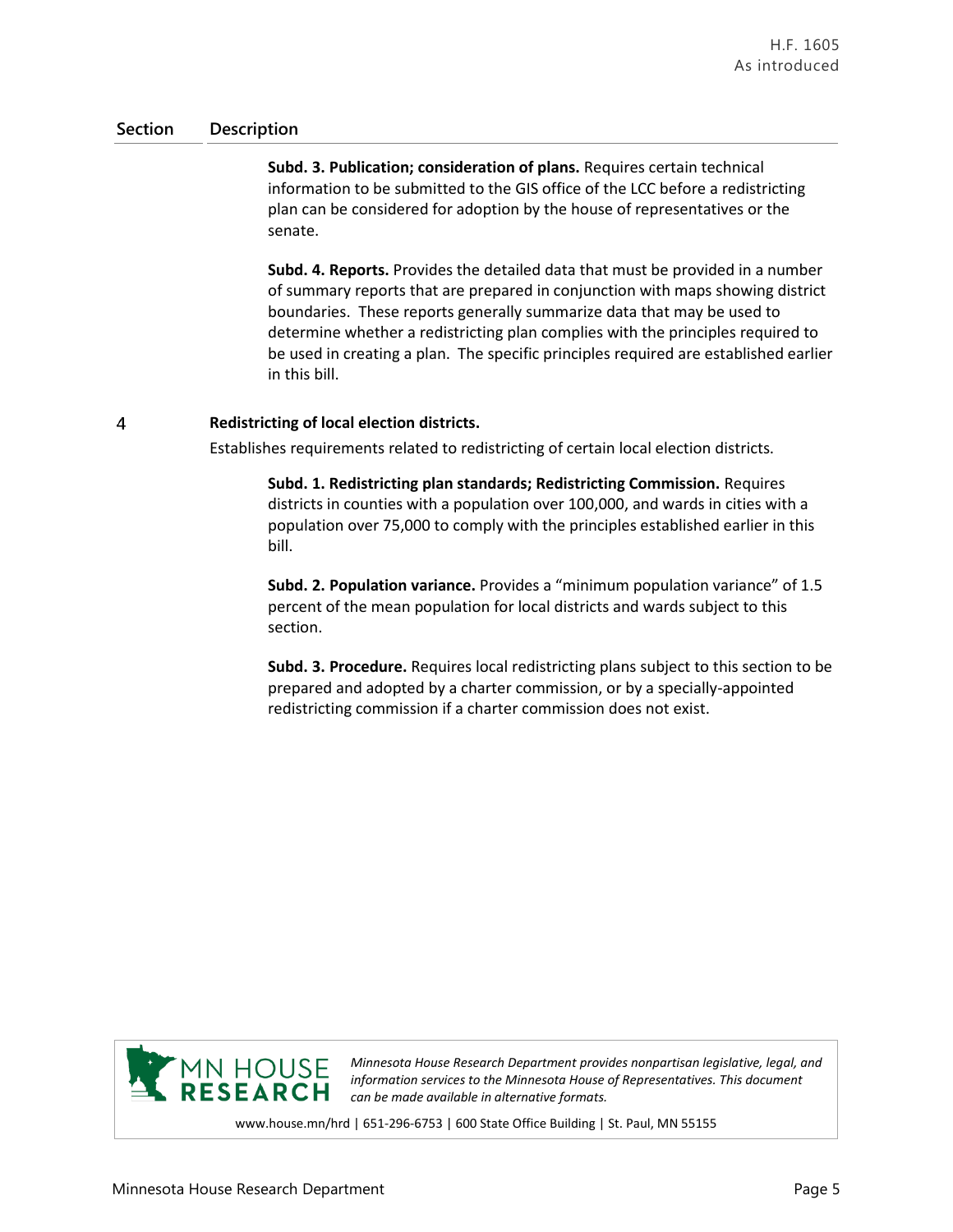| Section | Description |
|---|---|
| | **Subd. 3. Publication; consideration of plans.** Requires certain technical information to be submitted to the GIS office of the LCC before a redistricting plan can be considered for adoption by the house of representatives or the senate. |
| | **Subd. 4. Reports.** Provides the detailed data that must be provided in a number of summary reports that are prepared in conjunction with maps showing district boundaries. These reports generally summarize data that may be used to determine whether a redistricting plan complies with the principles required to be used in creating a plan. The specific principles required are established earlier in this bill. |
| 4 | **Redistricting of local election districts.** Establishes requirements related to redistricting of certain local election districts. |
| | **Subd. 1. Redistricting plan standards; Redistricting Commission.** Requires districts in counties with a population over 100,000, and wards in cities with a population over 75,000 to comply with the principles established earlier in this bill. |
| | **Subd. 2. Population variance.** Provides a "minimum population variance" of 1.5 percent of the mean population for local districts and wards subject to this section. |
| | **Subd. 3. Procedure.** Requires local redistricting plans subject to this section to be prepared and adopted by a charter commission, or by a specially-appointed redistricting commission if a charter commission does not exist. |

MN HOUSE RESEARCH

*Minnesota House Research Department provides nonpartisan legislative, legal, and information services to the Minnesota House of Representatives. This document can be made available in alternative formats.*

www.house.mn/hrd | 651-296-6753 | 600 State Office Building | St. Paul, MN 55155